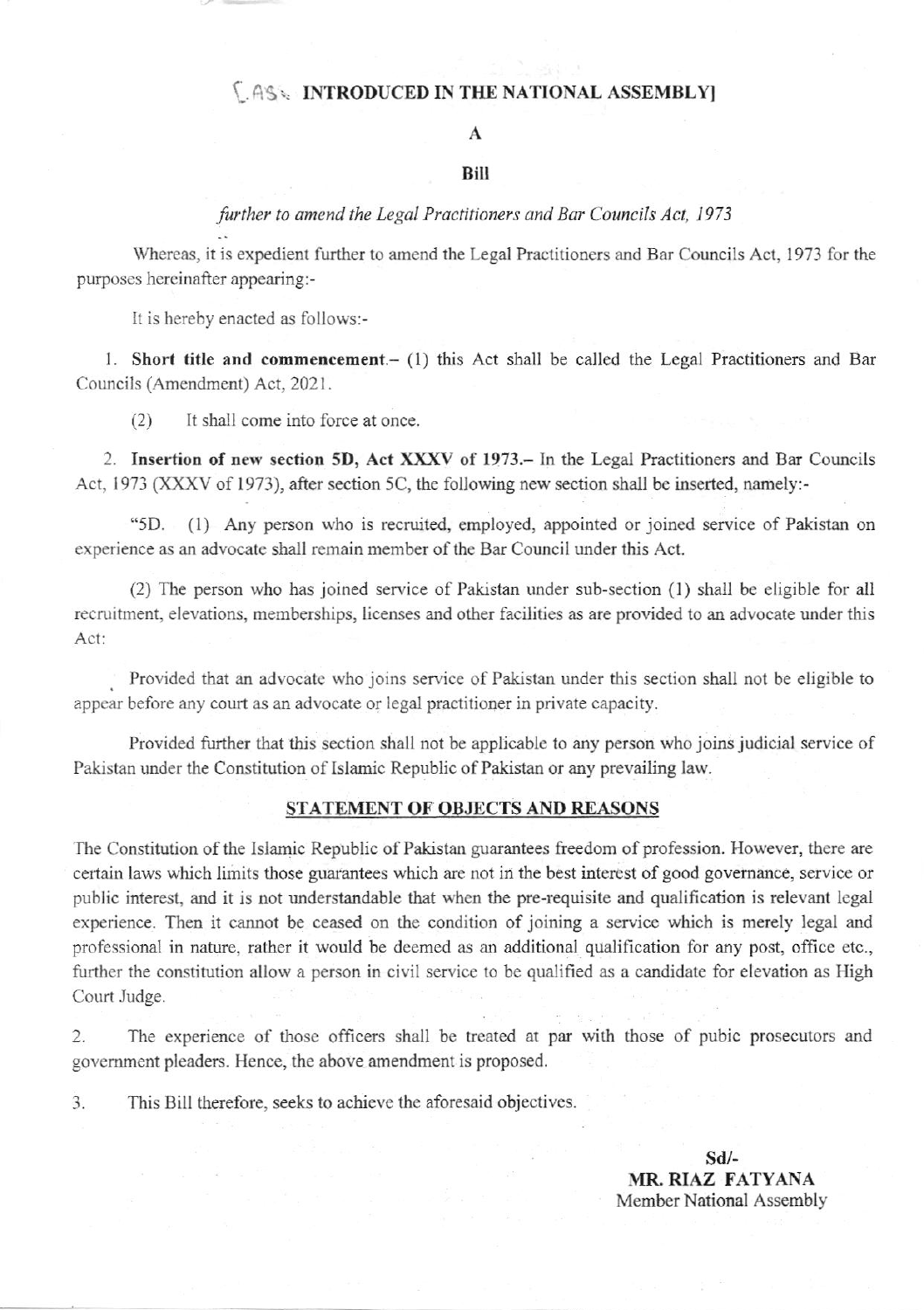[AS INTRODUCED IN THE NATIONAL ASSEMBLY]

# A

## Bill

*further to amend the Legal Practitioners and Bar Councils Act, 1973*

Whereas, it is expedient further to amend the Legal Practitioners and Bar Councils Act, 1973 for the purposes hereinafter appearing:-

It is hereby enacted as follows:-

1. **Short title and commencement**.– (1) this Act shall be called the Legal Practitioners and Bar Councils (Amendment) Act, 2021.

   (2) It shall come into force at once.

2. **Insertion of new section 5D, Act XXXV of 1973.–** In the Legal Practitioners and Bar Councils Act, 1973 (XXXV of 1973), after section 5C, the following new section shall be inserted, namely:-

"5D. (1) Any person who is recruited, employed, appointed or joined service of Pakistan on experience as an advocate shall remain member of the Bar Council under this Act.

(2) The person who has joined service of Pakistan under sub-section (1) shall be eligible for all recruitment, elevations, memberships, licenses and other facilities as are provided to an advocate under this Act:

Provided that an advocate who joins service of Pakistan under this section shall not be eligible to appear before any court as an advocate or legal practitioner in private capacity.

Provided further that this section shall not be applicable to any person who joins judicial service of Pakistan under the Constitution of Islamic Republic of Pakistan or any prevailing law.

### STATEMENT OF OBJECTS AND REASONS

The Constitution of the Islamic Republic of Pakistan guarantees freedom of profession. However, there are certain laws which limits those guarantees which are not in the best interest of good governance, service or public interest, and it is not understandable that when the pre-requisite and qualification is relevant legal experience. Then it cannot be ceased on the condition of joining a service which is merely legal and professional in nature, rather it would be deemed as an additional qualification for any post, office etc., further the constitution allow a person in civil service to be qualified as a candidate for elevation as High Court Judge.

2. The experience of those officers shall be treated at par with those of pubic prosecutors and government pleaders. Hence, the above amendment is proposed.

3. This Bill therefore, seeks to achieve the aforesaid objectives.

**Sd/-**
**MR. RIAZ FATYANA**
Member National Assembly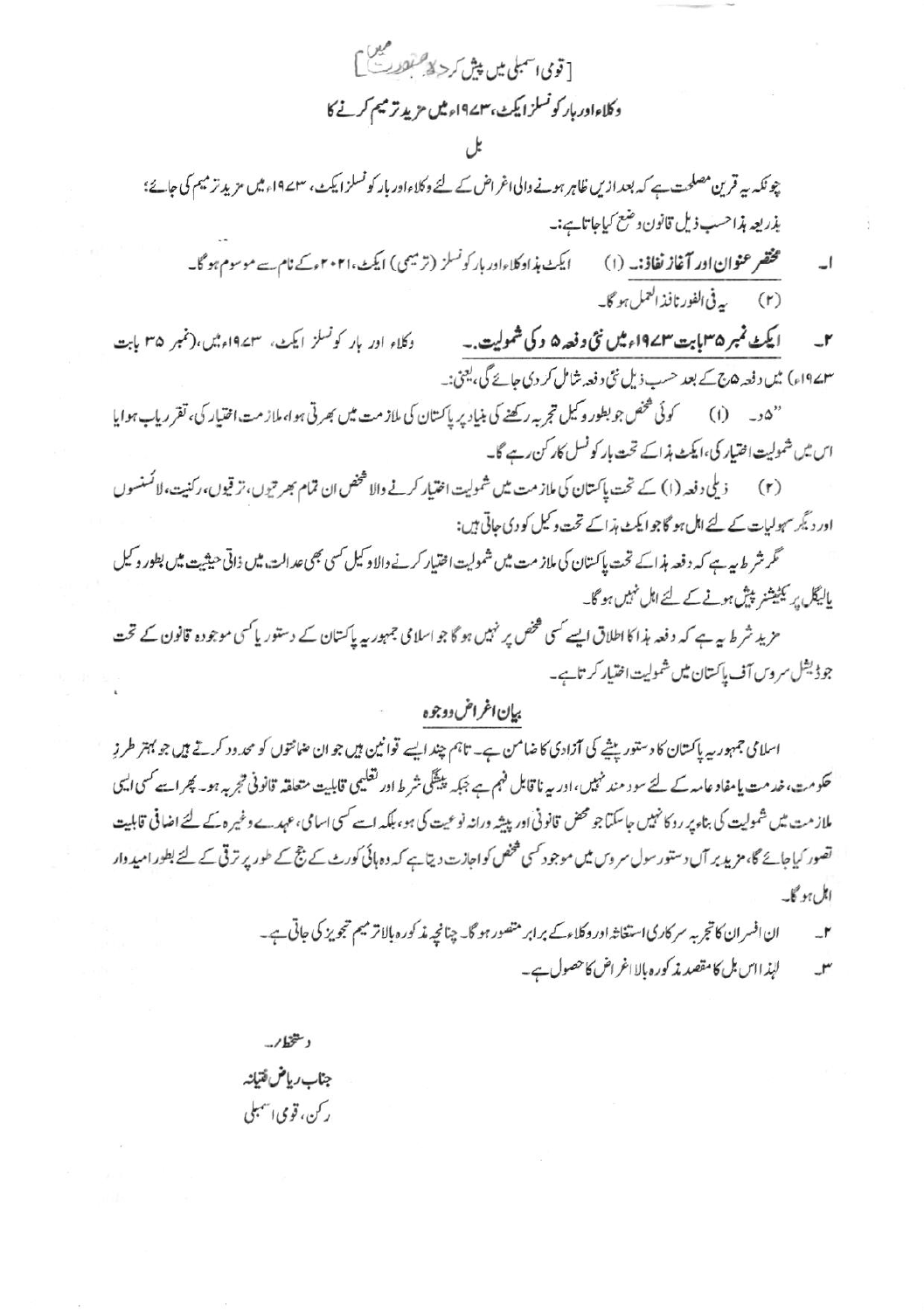[قومی اسمبلی میں پیش کردہ صورت میں]

## وکلاء اور بار کونسلز ایکٹ، ۱۹۷۳ء میں مزید ترمیم کرنے کا

## بل

چونکہ یہ قرین مصلحت ہے کہ بعد ازیں ظاہر ہونے والی اغراض کے لئے وکلاء اور بار کونسلز ایکٹ، ۱۹۷۳ء میں مزید ترمیم کی جائے؛

بذریعہ ہذا حسب ذیل قانون وضع کیا جاتا ہے:۔

۱۔ **مختصر عنوان اور آغاز نفاذ:۔** (۱) ایکٹ ہذا وکلاء اور بار کونسلز (ترمیمی) ایکٹ، ۲۰۲۱ء کے نام سے موسوم ہوگا۔

(۲) یہ فی الفور نافذ العمل ہوگا۔

۲۔ **ایکٹ نمبر ۳۵ بابت ۱۹۷۳ء میں نئی دفعہ ۵ د کی شمولیت۔** وکلاء اور بار کونسلز ایکٹ، ۱۹۷۳ء میں، (نمبر ۳۵ بابت ۱۹۷۳ء) میں دفعہ ۵ ج کے بعد حسب ذیل نئی دفعہ شامل کر دی جائے گی، یعنی:۔

"۵ د۔ (۱) کوئی شخص جو بطور وکیل تجربہ رکھنے کی بنیاد پر پاکستان کی ملازمت میں بھرتی ہوا، ملازمت اختیار کی، تقرر یاب ہوا یا اس میں شمولیت اختیار کی، ایکٹ ہذا کے تحت بار کونسل کا رکن رہے گا۔

(۲) ذیلی دفعہ (۱) کے تحت پاکستان کی ملازمت میں شمولیت اختیار کرنے والا شخص ان تمام بھرتیوں، ترقیوں، رکنیت، لائسنسوں اور دیگر سہولیات کے لئے اہل ہوگا جو ایکٹ ہذا کے تحت وکیل کو دی جاتی ہیں:

مگر شرط یہ ہے کہ دفعہ ہذا کے تحت پاکستان کی ملازمت میں شمولیت اختیار کرنے والا وکیل کسی بھی عدالت میں ذاتی حیثیت میں بطور وکیل یا لیگل پریکٹیشنر پیش ہونے کے لئے اہل نہیں ہوگا۔

مزید شرط یہ ہے کہ دفعہ ہذا کا اطلاق ایسے کسی شخص پر نہیں ہوگا جو اسلامی جمہوریہ پاکستان کے دستور یا کسی موجودہ قانون کے تحت جوڈیشل سروس آف پاکستان میں شمولیت اختیار کرتا ہے۔

## بیان اغراض و وجوہ

اسلامی جمہوریہ پاکستان کا دستور پیشے کی آزادی کا ضامن ہے۔ تاہم چند ایسے قوانین ہیں جو ان ضمانتوں کو محدود کرتے ہیں جو بہتر طرز حکومت، خدمت یا مفاد عامہ کے لئے سودمند نہیں، اور یہ ناقابل فہم ہے جبکہ پیشگی شرط اور تعلیمی قابلیت متعلقہ قانونی تجربہ ہو۔ پھر اسے کسی ایسی ملازمت میں شمولیت کی بناء پر روکا نہیں جا سکتا جو محض قانونی اور پیشہ ورانہ نوعیت کی ہو، بلکہ اسے کسی اسامی، عہدے وغیرہ کے لئے اضافی قابلیت تصور کیا جائے گا، مزید برآں دستور سول سروس میں موجود کسی شخص کو اجازت دیتا ہے کہ وہ ہائی کورٹ کے جج کے طور پر ترقی کے لئے بطور امیدوار اہل ہوگا۔

۲۔ ان افسران کا تجربہ سرکاری استغاثہ اور وکلاء کے برابر متصور ہوگا۔ چنانچہ مذکورہ بالا ترمیم تجویز کی جاتی ہے۔

۳۔ لہٰذا اس بل کا مقصد مذکورہ بالا اغراض کا حصول ہے۔

دستخط/۔

جناب ریاض فتیانہ

رکن، قومی اسمبلی